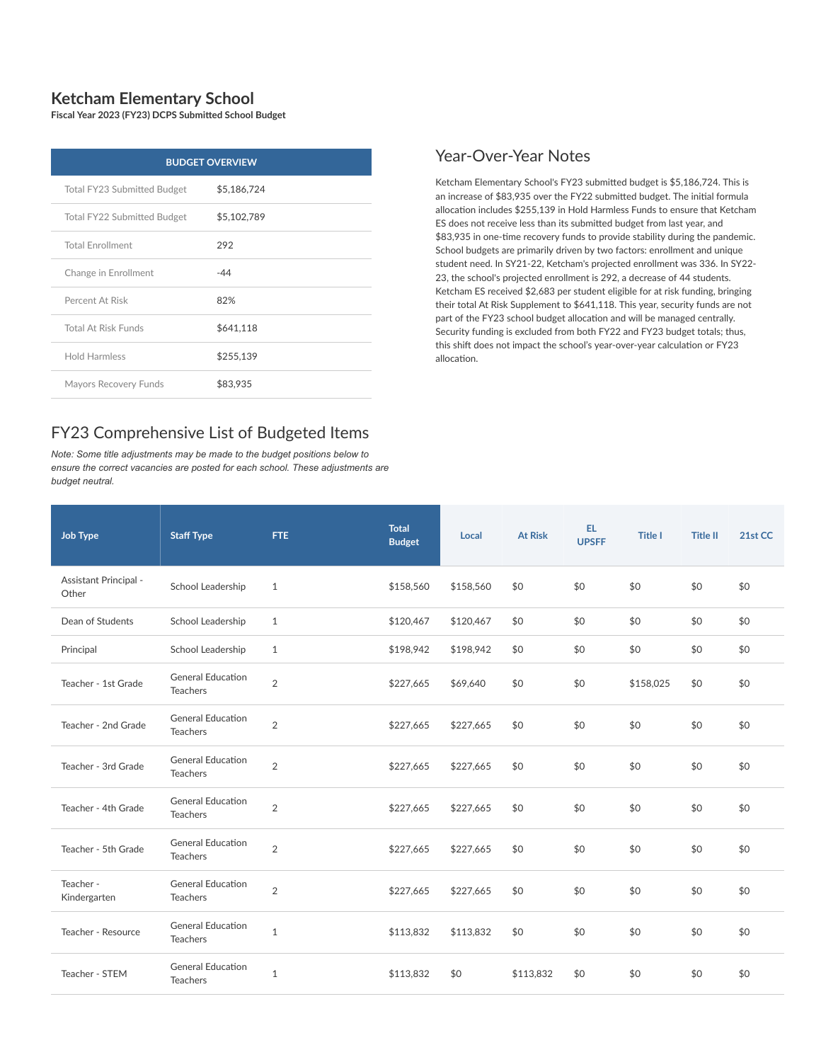# Ketcham Elementary School

**Fiscal Year 2023 (FY23) DCPS Submitted School Budget**

| BUDGET OVERVIEW | |
|---|---|
| Total FY23 Submitted Budget | $5,186,724 |
| Total FY22 Submitted Budget | $5,102,789 |
| Total Enrollment | 292 |
| Change in Enrollment | -44 |
| Percent At Risk | 82% |
| Total At Risk Funds | $641,118 |
| Hold Harmless | $255,139 |
| Mayors Recovery Funds | $83,935 |

## Year-Over-Year Notes

Ketcham Elementary School's FY23 submitted budget is $5,186,724. This is an increase of $83,935 over the FY22 submitted budget. The initial formula allocation includes $255,139 in Hold Harmless Funds to ensure that Ketcham ES does not receive less than its submitted budget from last year, and $83,935 in one-time recovery funds to provide stability during the pandemic. School budgets are primarily driven by two factors: enrollment and unique student need. In SY21-22, Ketcham's projected enrollment was 336. In SY22-23, the school's projected enrollment is 292, a decrease of 44 students. Ketcham ES received $2,683 per student eligible for at risk funding, bringing their total At Risk Supplement to $641,118. This year, security funds are not part of the FY23 school budget allocation and will be managed centrally. Security funding is excluded from both FY22 and FY23 budget totals; thus, this shift does not impact the school's year-over-year calculation or FY23 allocation.

## FY23 Comprehensive List of Budgeted Items

*Note: Some title adjustments may be made to the budget positions below to ensure the correct vacancies are posted for each school. These adjustments are budget neutral.*

| Job Type | Staff Type | FTE | Total Budget | Local | At Risk | EL UPSFF | Title I | Title II | 21st CC |
|---|---|---|---|---|---|---|---|---|---|
| Assistant Principal - Other | School Leadership | 1 | $158,560 | $158,560 | $0 | $0 | $0 | $0 | $0 |
| Dean of Students | School Leadership | 1 | $120,467 | $120,467 | $0 | $0 | $0 | $0 | $0 |
| Principal | School Leadership | 1 | $198,942 | $198,942 | $0 | $0 | $0 | $0 | $0 |
| Teacher - 1st Grade | General Education Teachers | 2 | $227,665 | $69,640 | $0 | $0 | $158,025 | $0 | $0 |
| Teacher - 2nd Grade | General Education Teachers | 2 | $227,665 | $227,665 | $0 | $0 | $0 | $0 | $0 |
| Teacher - 3rd Grade | General Education Teachers | 2 | $227,665 | $227,665 | $0 | $0 | $0 | $0 | $0 |
| Teacher - 4th Grade | General Education Teachers | 2 | $227,665 | $227,665 | $0 | $0 | $0 | $0 | $0 |
| Teacher - 5th Grade | General Education Teachers | 2 | $227,665 | $227,665 | $0 | $0 | $0 | $0 | $0 |
| Teacher - Kindergarten | General Education Teachers | 2 | $227,665 | $227,665 | $0 | $0 | $0 | $0 | $0 |
| Teacher - Resource | General Education Teachers | 1 | $113,832 | $113,832 | $0 | $0 | $0 | $0 | $0 |
| Teacher - STEM | General Education Teachers | 1 | $113,832 | $0 | $113,832 | $0 | $0 | $0 | $0 |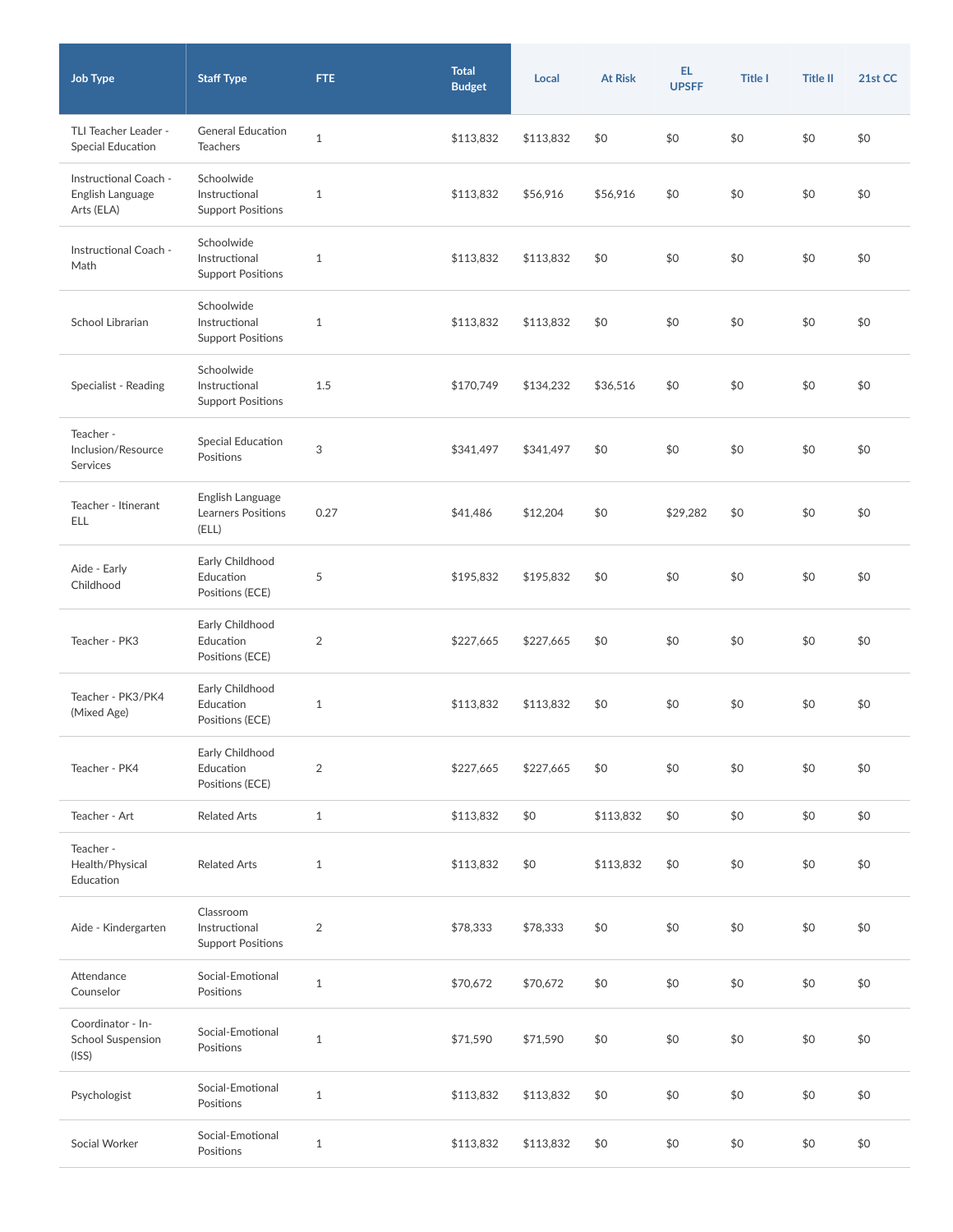| Job Type | Staff Type | FTE | Total Budget | Local | At Risk | EL UPSFF | Title I | Title II | 21st CC |
|---|---|---|---|---|---|---|---|---|---|
| TLI Teacher Leader - Special Education | General Education Teachers | 1 | $113,832 | $113,832 | $0 | $0 | $0 | $0 | $0 |
| Instructional Coach - English Language Arts (ELA) | Schoolwide Instructional Support Positions | 1 | $113,832 | $56,916 | $56,916 | $0 | $0 | $0 | $0 |
| Instructional Coach - Math | Schoolwide Instructional Support Positions | 1 | $113,832 | $113,832 | $0 | $0 | $0 | $0 | $0 |
| School Librarian | Schoolwide Instructional Support Positions | 1 | $113,832 | $113,832 | $0 | $0 | $0 | $0 | $0 |
| Specialist - Reading | Schoolwide Instructional Support Positions | 1.5 | $170,749 | $134,232 | $36,516 | $0 | $0 | $0 | $0 |
| Teacher - Inclusion/Resource Services | Special Education Positions | 3 | $341,497 | $341,497 | $0 | $0 | $0 | $0 | $0 |
| Teacher - Itinerant ELL | English Language Learners Positions (ELL) | 0.27 | $41,486 | $12,204 | $0 | $29,282 | $0 | $0 | $0 |
| Aide - Early Childhood | Early Childhood Education Positions (ECE) | 5 | $195,832 | $195,832 | $0 | $0 | $0 | $0 | $0 |
| Teacher - PK3 | Early Childhood Education Positions (ECE) | 2 | $227,665 | $227,665 | $0 | $0 | $0 | $0 | $0 |
| Teacher - PK3/PK4 (Mixed Age) | Early Childhood Education Positions (ECE) | 1 | $113,832 | $113,832 | $0 | $0 | $0 | $0 | $0 |
| Teacher - PK4 | Early Childhood Education Positions (ECE) | 2 | $227,665 | $227,665 | $0 | $0 | $0 | $0 | $0 |
| Teacher - Art | Related Arts | 1 | $113,832 | $0 | $113,832 | $0 | $0 | $0 | $0 |
| Teacher - Health/Physical Education | Related Arts | 1 | $113,832 | $0 | $113,832 | $0 | $0 | $0 | $0 |
| Aide - Kindergarten | Classroom Instructional Support Positions | 2 | $78,333 | $78,333 | $0 | $0 | $0 | $0 | $0 |
| Attendance Counselor | Social-Emotional Positions | 1 | $70,672 | $70,672 | $0 | $0 | $0 | $0 | $0 |
| Coordinator - In-School Suspension (ISS) | Social-Emotional Positions | 1 | $71,590 | $71,590 | $0 | $0 | $0 | $0 | $0 |
| Psychologist | Social-Emotional Positions | 1 | $113,832 | $113,832 | $0 | $0 | $0 | $0 | $0 |
| Social Worker | Social-Emotional Positions | 1 | $113,832 | $113,832 | $0 | $0 | $0 | $0 | $0 |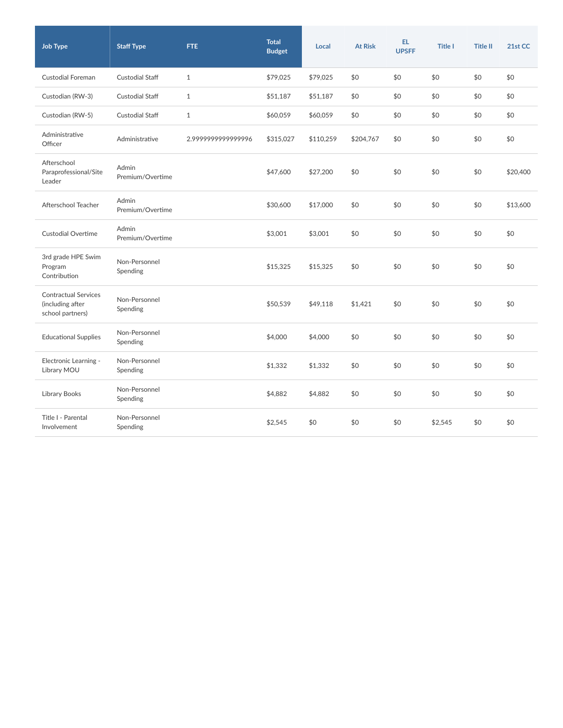| Job Type | Staff Type | FTE | Total Budget | Local | At Risk | EL UPSFF | Title I | Title II | 21st CC |
|---|---|---|---|---|---|---|---|---|---|
| Custodial Foreman | Custodial Staff | 1 | $79,025 | $79,025 | $0 | $0 | $0 | $0 | $0 |
| Custodian (RW-3) | Custodial Staff | 1 | $51,187 | $51,187 | $0 | $0 | $0 | $0 | $0 |
| Custodian (RW-5) | Custodial Staff | 1 | $60,059 | $60,059 | $0 | $0 | $0 | $0 | $0 |
| Administrative Officer | Administrative | 2.9999999999999996 | $315,027 | $110,259 | $204,767 | $0 | $0 | $0 | $0 |
| Afterschool Paraprofessional/Site Leader | Admin Premium/Overtime | | $47,600 | $27,200 | $0 | $0 | $0 | $0 | $20,400 |
| Afterschool Teacher | Admin Premium/Overtime | | $30,600 | $17,000 | $0 | $0 | $0 | $0 | $13,600 |
| Custodial Overtime | Admin Premium/Overtime | | $3,001 | $3,001 | $0 | $0 | $0 | $0 | $0 |
| 3rd grade HPE Swim Program Contribution | Non-Personnel Spending | | $15,325 | $15,325 | $0 | $0 | $0 | $0 | $0 |
| Contractual Services (including after school partners) | Non-Personnel Spending | | $50,539 | $49,118 | $1,421 | $0 | $0 | $0 | $0 |
| Educational Supplies | Non-Personnel Spending | | $4,000 | $4,000 | $0 | $0 | $0 | $0 | $0 |
| Electronic Learning - Library MOU | Non-Personnel Spending | | $1,332 | $1,332 | $0 | $0 | $0 | $0 | $0 |
| Library Books | Non-Personnel Spending | | $4,882 | $4,882 | $0 | $0 | $0 | $0 | $0 |
| Title I - Parental Involvement | Non-Personnel Spending | | $2,545 | $0 | $0 | $0 | $2,545 | $0 | $0 |